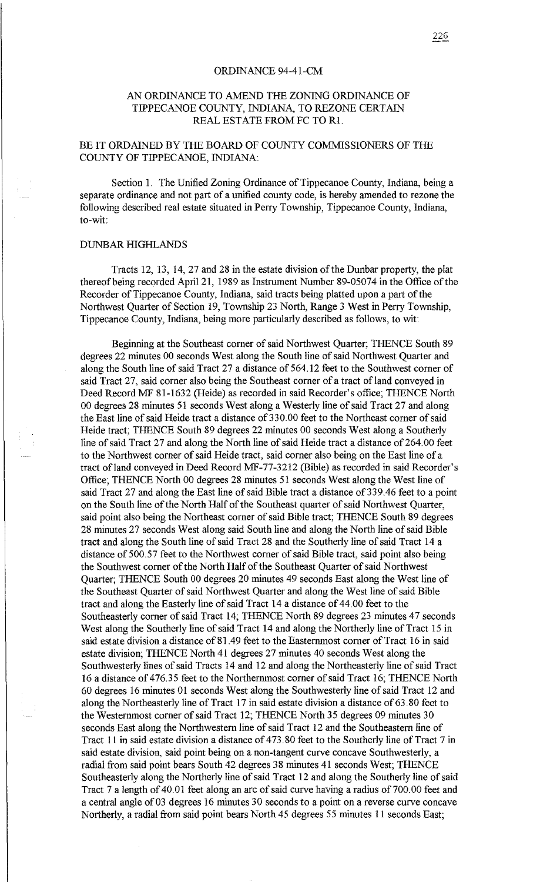# ORDINANCE 94-41-CM

## AN ORDINANCE TO AMEND THE ZONING ORDINANCE OF TIPPECANOE COUNTY, INDIANA, TO REZONE CERTAIN REAL ESTATE FROM FC TO R1.

BE IT ORDAINED BY THE BOARD OF COUNTY COMMISSIONERS OF THE COUNTY OF TIPPECANOE, INDIANA:

Section 1. The Unified Zoning Ordinance of Tippecanoe County, Indiana, being a separate ordinance and not part of a unified county code, is hereby amended to rezone the following described real estate situated in Perry Township, Tippecanoe County, Indiana, to-wit:

DUNBAR HIGHLANDS

Tracts 12, 13, 14, 27 and 28 in the estate division of the Dunbar property, the plat thereof being recorded April 21, 1989 as Instrument Number 89-05074 in the Office of the Recorder of Tippecanoe County, Indiana, said tracts being platted upon a part of the Northwest Quarter of Section 19, Township 23 North, Range 3 West in Perry Township, Tippecanoe County, Indiana, being more particularly described as follows, to wit:

Beginning at the Southeast corner of said Northwest Quarter; THENCE South 89 degrees 22 minutes 00 seconds West along the South line of said Northwest Quarter and along the South line of said Tract 27 a distance of 564.12 feet to the Southwest corner of said Tract 27, said corner also being the Southeast corner of a tract of land conveyed in Deed Record MF 81-1632 (Heide) as recorded in said Recorder's office; THENCE North 00 degrees 28 minutes 51 seconds West along a Westerly line of said Tract 27 and along the East line of said Heide tract a distance of 330.00 feet to the Northeast corner of said Heide tract; THENCE South 89 degrees 22 minutes 00 seconds West along a Southerly line of said Tract 27 and along the North line of said Heide tract a distance of 264.00 feet to the Northwest corner of said Heide tract, said corner also being on the East line of a tract of land conveyed in Deed Record MF-77-3212 (Bible) as recorded in said Recorder's Office; THENCE North 00 degrees 28 minutes 51 seconds West along the West line of said Tract 27 and along the East line of said Bible tract a distance of 339.46 feet to a point on the South line of the North Half of the Southeast quarter of said Northwest Quarter, said point also being the Northeast corner of said Bible tract; THENCE South 89 degrees 28 minutes 27 seconds West along said South line and along the North line of said Bible tract and along the South line of said Tract 28 and the Southerly line of said Tract 14 a distance of 500.57 feet to the Northwest corner of said Bible tract, said point also being the Southwest corner of the North Half of the Southeast Quarter of said Northwest Quarter; THENCE South 00 degrees 20 minutes 49 seconds East along the West line of the Southeast Quarter of said Northwest Quarter and along the West line of said Bible tract and along the Easterly line of said Tract 14 a distance of 44.00 feet to the Southeasterly corner of said Tract 14; THENCE North 89 degrees 23 minutes 47 seconds West along the Southerly line of said Tract 14 and along the Northerly line of Tract 15 in said estate division a distance of 81.49 feet to the Easternmost corner of Tract 16 in said estate division; THENCE North 41 degrees 27 minutes 40 seconds West along the Southwesterly lines of said Tracts 14 and 12 and along the Northeasterly line of said Tract 16 a distance of 476.35 feet to the Northernmost corner of said Tract 16; THENCE North 60 degrees 16 minutes 01 seconds West along the Southwesterly line of said Tract 12 and along the Northeasterly line of Tract 17 in said estate division a distance of 63.80 feet to the Westernmost corner of said Tract 12; THENCE North 35 degrees 09 minutes 30 seconds East along the Northwestern line of said Tract 12 and the Southeastern line of Tract 11 in said estate division a distance of 473.80 feet to the Southerly line of Tract 7 in said estate division, said point being on a non-tangent curve concave Southwesterly, a radial from said point bears South 42 degrees 38 minutes 41 seconds West; THENCE Southeasterly along the Northerly line of said Tract 12 and along the Southerly line of said Tract 7 a length of 40.01 feet along an arc of said curve having a radius of 700.00 feet and a central angle of 03 degrees 16 minutes 30 seconds to a point on a reverse curve concave Northerly, a radial from said point bears North 45 degrees 55 minutes 11 seconds East;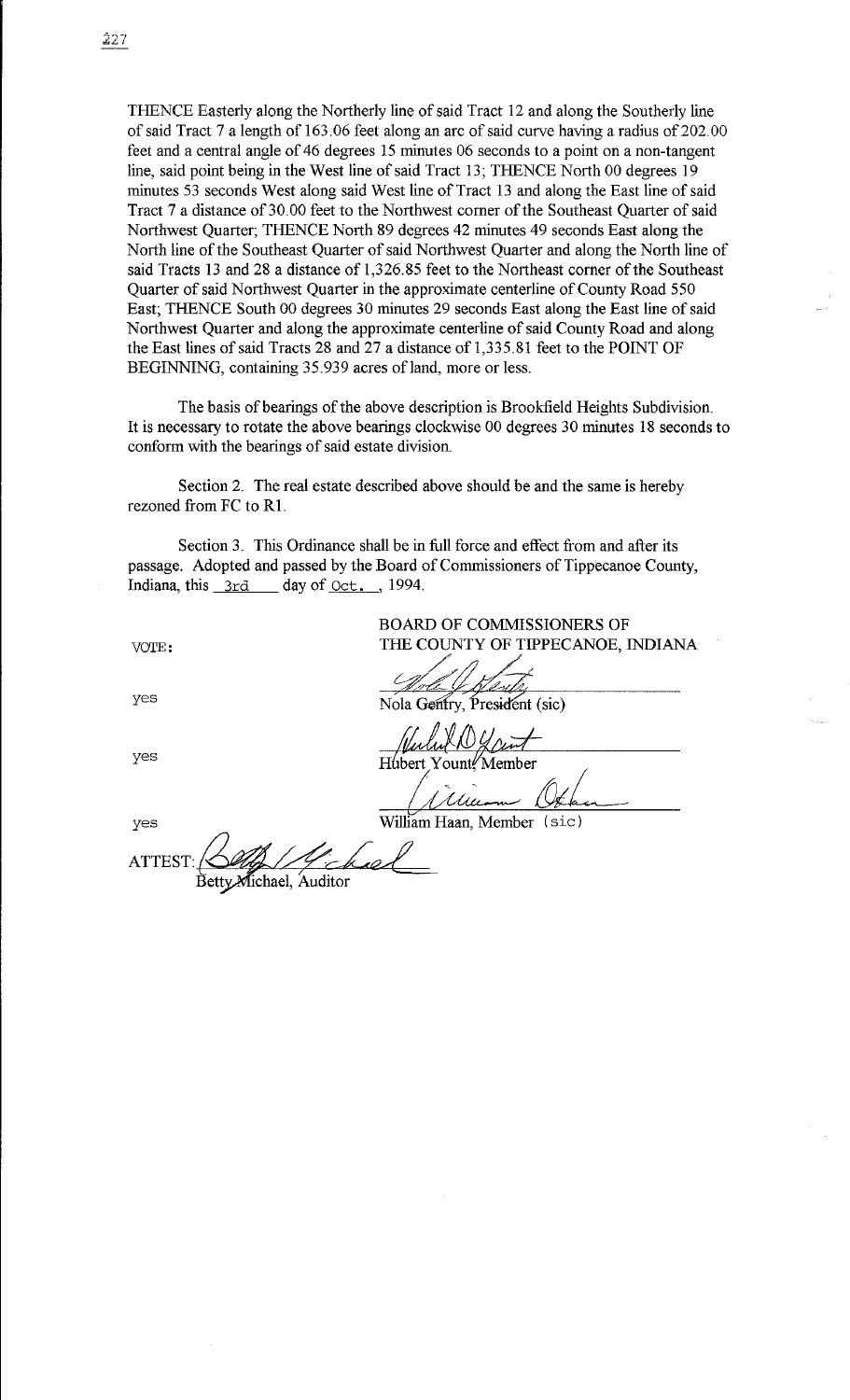THENCE Easterly along the Northerly line of said Tract 12 and along the Southerly line of said Tract 7 a length of 163.06 feet along an arc of said curve having a radius of 202.00 feet and a central angle of 46 degrees 15 minutes 06 seconds to a point on a non-tangent line, said point being in the West line of said Tract 13; THENCE North 00 degrees 19 minutes 53 seconds West along said West line of Tract 13 and along the East line of said Tract 7 a distance of 30.00 feet to the Northwest corner of the Southeast Quarter of said Northwest Quarter; THENCE North 89 degrees 42 minutes 49 seconds East along the North line of the Southeast Quarter of said Northwest Quarter and along the North line of said Tracts 13 and 28 a distance of 1,326.85 feet to the Northeast corner of the Southeast Quarter of said Northwest Quarter in the approximate centerline of County Road 550 East; THENCE South 00 degrees 30 minutes 29 seconds East along the East line of said Northwest Quarter and along the approximate centerline of said County Road and along the East lines of said Tracts 28 and 27 a distance of 1,335.81 feet to the POINT OF BEGINNING, containing 35.939 acres of land, more or less.

The basis of bearings of the above description is Brookfield Heights Subdivision. It is necessary to rotate the above bearings clockwise 00 degrees 30 minutes 18 seconds to conform with the bearings of said estate division.

Section 2. The real estate described above should be and the same is hereby rezoned from FC to R1.

Section 3. This Ordinance shall be in full force and effect from and after its passage. Adopted and passed by the Board of Commissioners of Tippecanoe County, Indiana, this 3rd day of Oct., 1994.

BOARD OF COMMISSIONERS OF
THE COUNTY OF TIPPECANOE, INDIANA

VOTE:

yes — Nola Gentry, President (sic)

yes — Hubert Yount, Member

yes — William Haan, Member (sic)

ATTEST: Betty Michael, Auditor